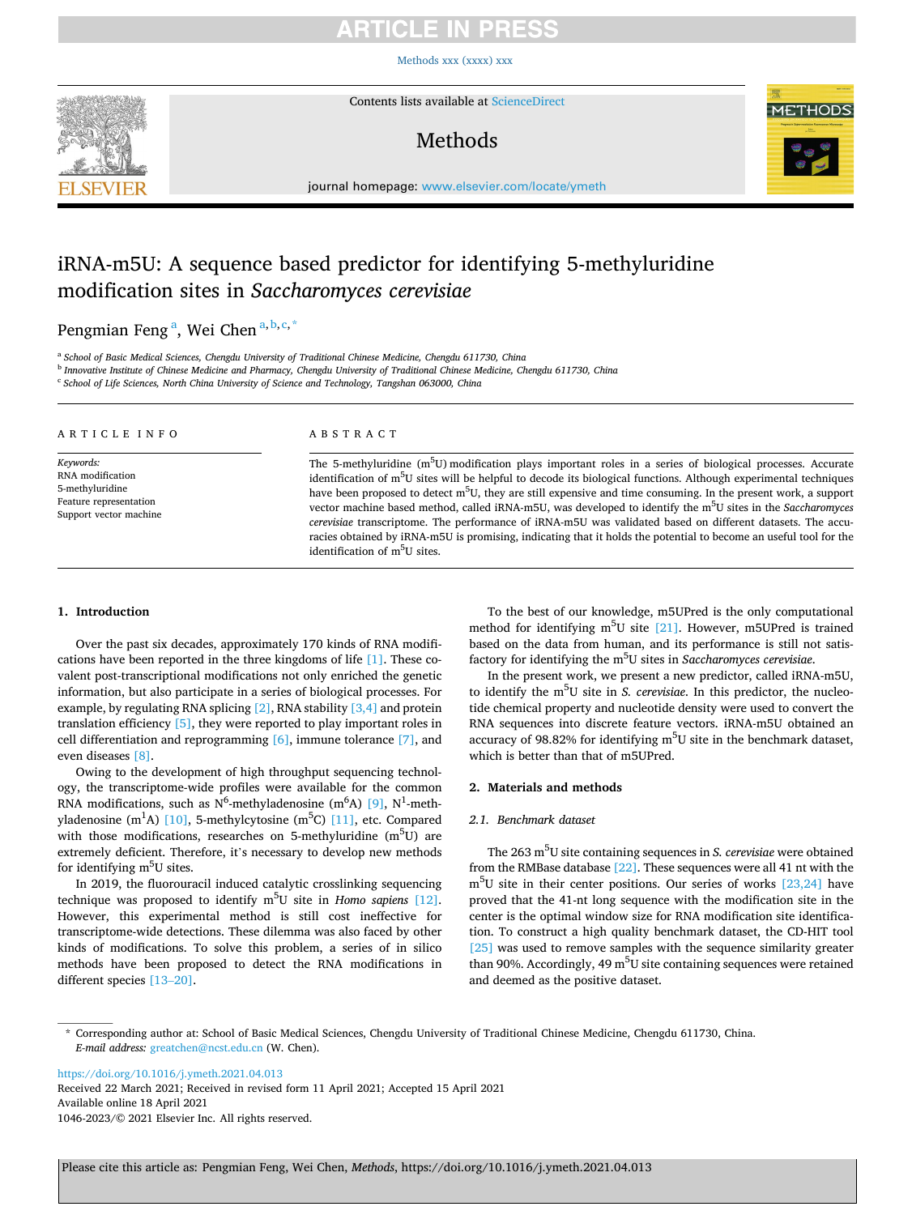# iRNA-m5U: A sequence based predictor for identifying 5-methyluridine modification sites in *Saccharomyces cerevisiae*

Pengmian Feng [a], Wei Chen [a,b,c,*]

[a] School of Basic Medical Sciences, Chengdu University of Traditional Chinese Medicine, Chengdu 611730, China
[b] Innovative Institute of Chinese Medicine and Pharmacy, Chengdu University of Traditional Chinese Medicine, Chengdu 611730, China
[c] School of Life Sciences, North China University of Science and Technology, Tangshan 063000, China

**ARTICLE INFO**

*Keywords:*
RNA modification
5-methyluridine
Feature representation
Support vector machine

**ABSTRACT**

The 5-methyluridine ($m^5U$) modification plays important roles in a series of biological processes. Accurate identification of $m^5U$ sites will be helpful to decode its biological functions. Although experimental techniques have been proposed to detect $m^5U$, they are still expensive and time consuming. In the present work, a support vector machine based method, called iRNA-m5U, was developed to identify the $m^5U$ sites in the *Saccharomyces cerevisiae* transcriptome. The performance of iRNA-m5U was validated based on different datasets. The accuracies obtained by iRNA-m5U is promising, indicating that it holds the potential to become an useful tool for the identification of $m^5U$ sites.

## 1. Introduction

Over the past six decades, approximately 170 kinds of RNA modifications have been reported in the three kingdoms of life [1]. These co-valent post-transcriptional modifications not only enriched the genetic information, but also participate in a series of biological processes. For example, by regulating RNA splicing [2], RNA stability [3,4] and protein translation efficiency [5], they were reported to play important roles in cell differentiation and reprogramming [6], immune tolerance [7], and even diseases [8].

Owing to the development of high throughput sequencing technology, the transcriptome-wide profiles were available for the common RNA modifications, such as $N^6$-methyladenosine ($m^6A$) [9], $N^1$-methyladenosine ($m^1A$) [10], 5-methylcytosine ($m^5C$) [11], etc. Compared with those modifications, researches on 5-methyluridine ($m^5U$) are extremely deficient. Therefore, it's necessary to develop new methods for identifying $m^5U$ sites.

In 2019, the fluorouracil induced catalytic crosslinking sequencing technique was proposed to identify $m^5U$ site in *Homo sapiens* [12]. However, this experimental method is still cost ineffective for transcriptome-wide detections. These dilemma was also faced by other kinds of modifications. To solve this problem, a series of in silico methods have been proposed to detect the RNA modifications in different species [13–20].

To the best of our knowledge, m5UPred is the only computational method for identifying $m^5U$ site [21]. However, m5UPred is trained based on the data from human, and its performance is still not satisfactory for identifying the $m^5U$ sites in *Saccharomyces cerevisiae*.

In the present work, we present a new predictor, called iRNA-m5U, to identify the $m^5U$ site in *S. cerevisiae*. In this predictor, the nucleotide chemical property and nucleotide density were used to convert the RNA sequences into discrete feature vectors. iRNA-m5U obtained an accuracy of 98.82% for identifying $m^5U$ site in the benchmark dataset, which is better than that of m5UPred.

## 2. Materials and methods

### 2.1. Benchmark dataset

The 263 $m^5U$ site containing sequences in *S. cerevisiae* were obtained from the RMBase database [22]. These sequences were all 41 nt with the $m^5U$ site in their center positions. Our series of works [23,24] have proved that the 41-nt long sequence with the modification site in the center is the optimal window size for RNA modification site identification. To construct a high quality benchmark dataset, the CD-HIT tool [25] was used to remove samples with the sequence similarity greater than 90%. Accordingly, 49 $m^5U$ site containing sequences were retained and deemed as the positive dataset.

\* Corresponding author at: School of Basic Medical Sciences, Chengdu University of Traditional Chinese Medicine, Chengdu 611730, China.
*E-mail address:* greatchen@ncst.edu.cn (W. Chen).

https://doi.org/10.1016/j.ymeth.2021.04.013
Received 22 March 2021; Received in revised form 11 April 2021; Accepted 15 April 2021
Available online 18 April 2021
1046-2023/© 2021 Elsevier Inc. All rights reserved.

Please cite this article as: Pengmian Feng, Wei Chen, *Methods*, https://doi.org/10.1016/j.ymeth.2021.04.013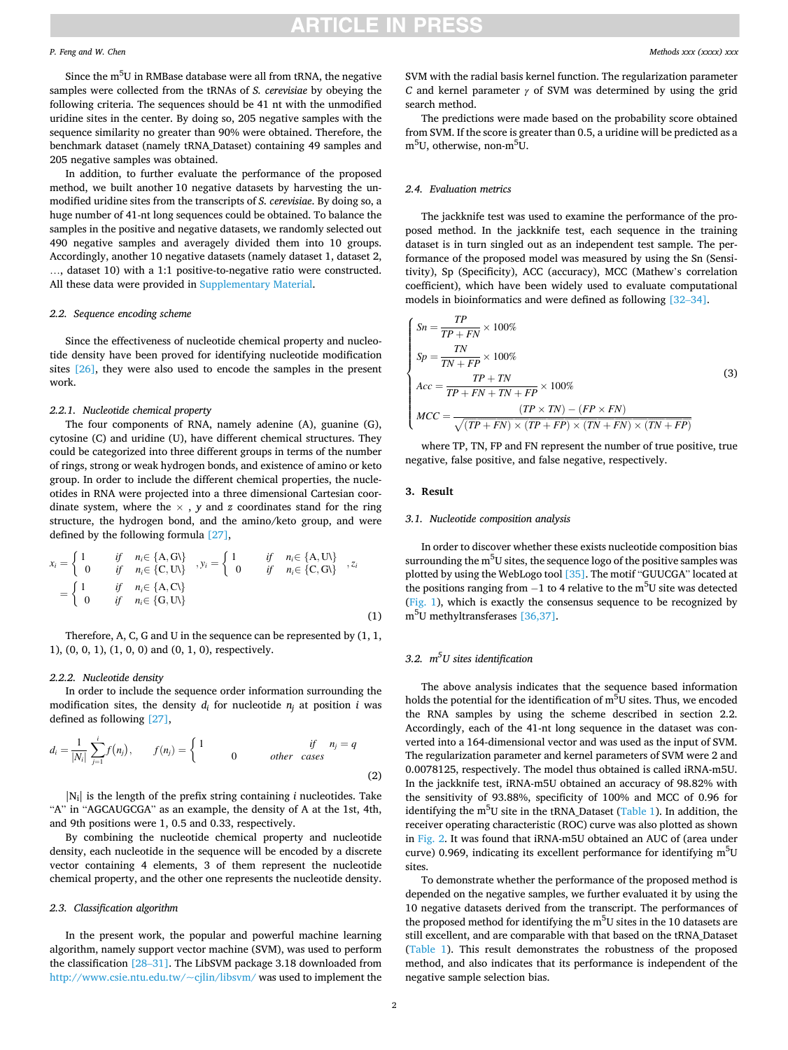Since the m5U in RMBase database were all from tRNA, the negative samples were collected from the tRNAs of *S. cerevisiae* by obeying the following criteria. The sequences should be 41 nt with the unmodified uridine sites in the center. By doing so, 205 negative samples with the sequence similarity no greater than 90% were obtained. Therefore, the benchmark dataset (namely tRNA_Dataset) containing 49 samples and 205 negative samples was obtained.

In addition, to further evaluate the performance of the proposed method, we built another 10 negative datasets by harvesting the unmodified uridine sites from the transcripts of *S. cerevisiae*. By doing so, a huge number of 41-nt long sequences could be obtained. To balance the samples in the positive and negative datasets, we randomly selected out 490 negative samples and averagely divided them into 10 groups. Accordingly, another 10 negative datasets (namely dataset 1, dataset 2, …, dataset 10) with a 1:1 positive-to-negative ratio were constructed. All these data were provided in Supplementary Material.

### 2.2. Sequence encoding scheme

Since the effectiveness of nucleotide chemical property and nucleotide density have been proved for identifying nucleotide modification sites [26], they were also used to encode the samples in the present work.

#### 2.2.1. Nucleotide chemical property

The four components of RNA, namely adenine (A), guanine (G), cytosine (C) and uridine (U), have different chemical structures. They could be categorized into three different groups in terms of the number of rings, strong or weak hydrogen bonds, and existence of amino or keto group. In order to include the different chemical properties, the nucleotides in RNA were projected into a three dimensional Cartesian coordinate system, where the ×, $y$ and $z$ coordinates stand for the ring structure, the hydrogen bond, and the amino/keto group, and were defined by the following formula [27],

$$x_i = \begin{cases} 1 & if \quad n_i \in \{A, G\} \\ 0 & if \quad n_i \in \{C, U\} \end{cases}, y_i = \begin{cases} 1 & if \quad n_i \in \{A, U\} \\ 0 & if \quad n_i \in \{C, G\} \end{cases}, z_i = \begin{cases} 1 & if \quad n_i \in \{A, C\} \\ 0 & if \quad n_i \in \{G, U\} \end{cases} \tag{1}$$

Therefore, A, C, G and U in the sequence can be represented by (1, 1, 1), (0, 0, 1), (1, 0, 0) and (0, 1, 0), respectively.

#### 2.2.2. Nucleotide density

In order to include the sequence order information surrounding the modification sites, the density $d_i$ for nucleotide $n_j$ at position $i$ was defined as following [27],

$$d_i = \frac{1}{|N_i|}\sum_{j=1}^{i} f(n_j), \qquad f(n_j) = \begin{cases} 1 & if \quad n_j = q \\ 0 & other \quad cases \end{cases} \tag{2}$$

$|N_i|$ is the length of the prefix string containing $i$ nucleotides. Take "A" in "AGCAUGCGA" as an example, the density of A at the 1st, 4th, and 9th positions were 1, 0.5 and 0.33, respectively.

By combining the nucleotide chemical property and nucleotide density, each nucleotide in the sequence will be encoded by a discrete vector containing 4 elements, 3 of them represent the nucleotide chemical property, and the other one represents the nucleotide density.

### 2.3. Classification algorithm

In the present work, the popular and powerful machine learning algorithm, namely support vector machine (SVM), was used to perform the classification [28–31]. The LibSVM package 3.18 downloaded from http://www.csie.ntu.edu.tw/~cjlin/libsvm/ was used to implement the SVM with the radial basis kernel function. The regularization parameter $C$ and kernel parameter $\gamma$ of SVM was determined by using the grid search method.

The predictions were made based on the probability score obtained from SVM. If the score is greater than 0.5, a uridine will be predicted as a m5U, otherwise, non-m5U.

### 2.4. Evaluation metrics

The jackknife test was used to examine the performance of the proposed method. In the jackknife test, each sequence in the training dataset is in turn singled out as an independent test sample. The performance of the proposed method was measured by using the Sn (Sensitivity), Sp (Specificity), ACC (accuracy), MCC (Mathew's correlation coefficient), which have been widely used to evaluate computational models in bioinformatics and were defined as following [32–34].

$$\begin{cases} Sn = \dfrac{TP}{TP + FN} \times 100\% \\ Sp = \dfrac{TN}{TN + FP} \times 100\% \\ Acc = \dfrac{TP + TN}{TP + FN + TN + FP} \times 100\% \\ MCC = \dfrac{(TP \times TN) - (FP \times FN)}{\sqrt{(TP + FN) \times (TP + FP) \times (TN + FN) \times (TN + FP)}} \end{cases} \tag{3}$$

where TP, TN, FP and FN represent the number of true positive, true negative, false positive, and false negative, respectively.

## 3. Result

### 3.1. Nucleotide composition analysis

In order to discover whether these exists nucleotide composition bias surrounding the m5U sites, the sequence logo of the positive samples was plotted by using the WebLogo tool [35]. The motif "GUUCGA" located at the positions ranging from −1 to 4 relative to the m5U site was detected (Fig. 1), which is exactly the consensus sequence to be recognized by m5U methyltransferases [36,37].

### 3.2. m5U sites identification

The above analysis indicates that the sequence based information holds the potential for the identification of m5U sites. Thus, we encoded the RNA samples by using the scheme described in section 2.2. Accordingly, each of the 41-nt long sequence in the dataset was converted into a 164-dimensional vector and was used as the input of SVM. The regularization parameter and kernel parameters of SVM were 2 and 0.0078125, respectively. The model thus obtained is called iRNA-m5U. In the jackknife test, iRNA-m5U obtained an accuracy of 98.82% with the sensitivity of 93.88%, specificity of 100% and MCC of 0.96 for identifying the m5U site in the tRNA_Dataset (Table 1). In addition, the receiver operating characteristic (ROC) curve was also plotted as shown in Fig. 2. It was found that iRNA-m5U obtained an AUC of (area under curve) 0.969, indicating its excellent performance for identifying m5U sites.

To demonstrate whether the performance of the proposed method is depended on the negative samples, we further evaluated it by using the 10 negative datasets derived from the transcript. The performances of the proposed method for identifying the m5U sites in the 10 datasets are still excellent, and are comparable with that based on the tRNA_Dataset (Table 1). This result demonstrates the robustness of the proposed method, and also indicates that its performance is independent of the negative sample selection bias.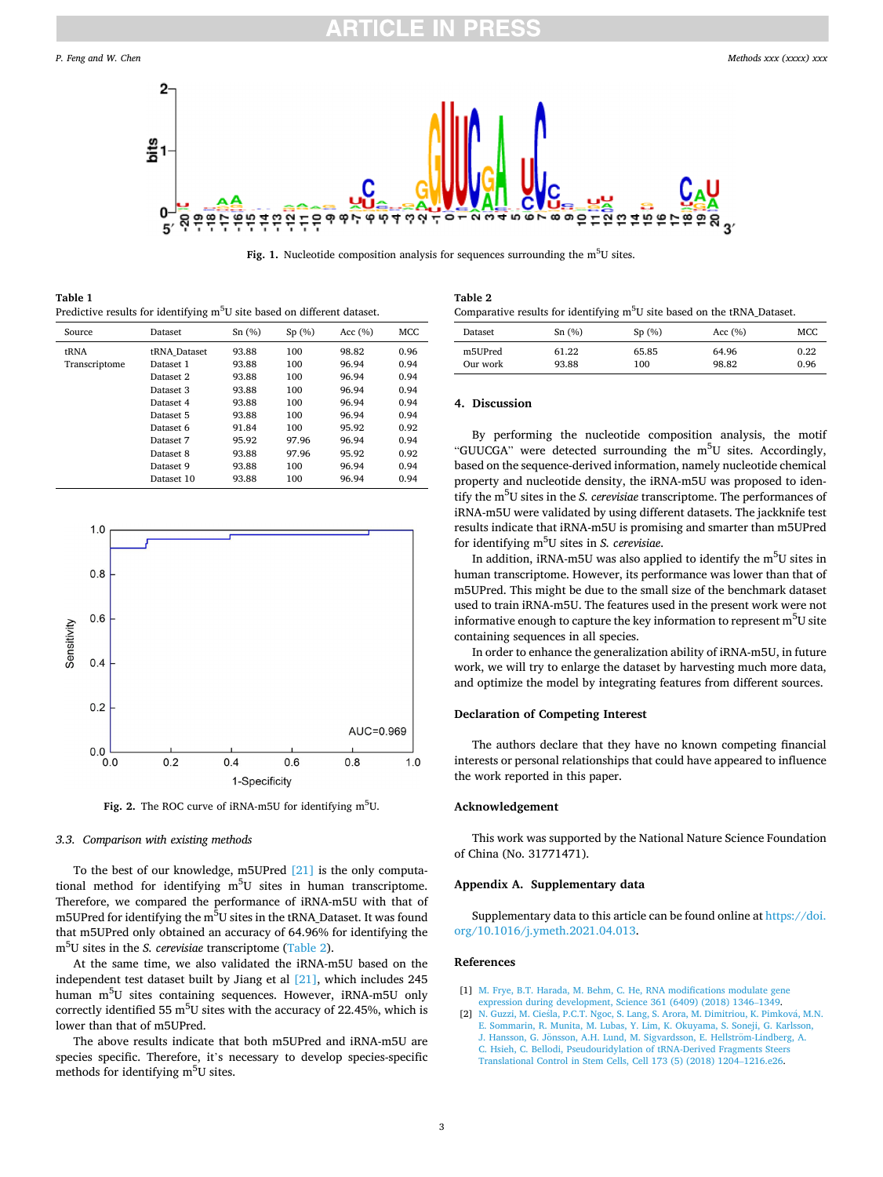Fig. 1. Nucleotide composition analysis for sequences surrounding the $m^5U$ sites.

**Table 1**
Predictive results for identifying $m^5U$ site based on different dataset.

| Source | Dataset | Sn (%) | Sp (%) | Acc (%) | MCC |
|---|---|---|---|---|---|
| tRNA | tRNA_Dataset | 93.88 | 100 | 98.82 | 0.96 |
| Transcriptome | Dataset 1 | 93.88 | 100 | 96.94 | 0.94 |
| | Dataset 2 | 93.88 | 100 | 96.94 | 0.94 |
| | Dataset 3 | 93.88 | 100 | 96.94 | 0.94 |
| | Dataset 4 | 93.88 | 100 | 96.94 | 0.94 |
| | Dataset 5 | 93.88 | 100 | 96.94 | 0.94 |
| | Dataset 6 | 91.84 | 100 | 95.92 | 0.92 |
| | Dataset 7 | 95.92 | 97.96 | 96.94 | 0.94 |
| | Dataset 8 | 93.88 | 97.96 | 95.92 | 0.92 |
| | Dataset 9 | 93.88 | 100 | 96.94 | 0.94 |
| | Dataset 10 | 93.88 | 100 | 96.94 | 0.94 |

Fig. 2. The ROC curve of iRNA-m5U for identifying $m^5U$.

### 3.3. Comparison with existing methods

To the best of our knowledge, m5UPred [21] is the only computational method for identifying $m^5U$ sites in human transcriptome. Therefore, we compared the performance of iRNA-m5U with that of m5UPred for identifying the $m^5U$ sites in the tRNA_Dataset. It was found that m5UPred only obtained an accuracy of 64.96% for identifying the $m^5U$ sites in the *S. cerevisiae* transcriptome (Table 2).

At the same time, we also validated the iRNA-m5U based on the independent test dataset built by Jiang et al [21], which includes 245 human $m^5U$ sites containing sequences. However, iRNA-m5U only correctly identified 55 $m^5U$ sites with the accuracy of 22.45%, which is lower than that of m5UPred.

The above results indicate that both m5UPred and iRNA-m5U are species specific. Therefore, it's necessary to develop species-specific methods for identifying $m^5U$ sites.

**Table 2**
Comparative results for identifying $m^5U$ site based on the tRNA_Dataset.

| Dataset | Sn (%) | Sp (%) | Acc (%) | MCC |
|---|---|---|---|---|
| m5UPred | 61.22 | 65.85 | 64.96 | 0.22 |
| Our work | 93.88 | 100 | 98.82 | 0.96 |

## 4. Discussion

By performing the nucleotide composition analysis, the motif "GUUCGA" were detected surrounding the $m^5U$ sites. Accordingly, based on the sequence-derived information, namely nucleotide chemical property and nucleotide density, the iRNA-m5U was proposed to identify the $m^5U$ sites in the *S. cerevisiae* transcriptome. The performances of iRNA-m5U were validated by using different datasets. The jackknife test results indicate that iRNA-m5U is promising and smarter than m5UPred for identifying $m^5U$ sites in *S. cerevisiae*.

In addition, iRNA-m5U was also applied to identify the $m^5U$ sites in human transcriptome. However, its performance was lower than that of m5UPred. This might be due to the small size of the benchmark dataset used to train iRNA-m5U. The features used in the present work were not informative enough to capture the key information to represent $m^5U$ site containing sequences in all species.

In order to enhance the generalization ability of iRNA-m5U, in future work, we will try to enlarge the dataset by harvesting much more data, and optimize the model by integrating features from different sources.

## Declaration of Competing Interest

The authors declare that they have no known competing financial interests or personal relationships that could have appeared to influence the work reported in this paper.

## Acknowledgement

This work was supported by the National Nature Science Foundation of China (No. 31771471).

## Appendix A. Supplementary data

Supplementary data to this article can be found online at https://doi.org/10.1016/j.ymeth.2021.04.013.

## References

[1] M. Frye, B.T. Harada, M. Behm, C. He, RNA modifications modulate gene expression during development, Science 361 (6409) (2018) 1346–1349.

[2] N. Guzzi, M. Cieśla, P.C.T. Ngoc, S. Lang, S. Arora, M. Dimitriou, K. Pimková, M.N.E. Sommarin, R. Munita, M. Lubas, Y. Lim, K. Okuyama, S. Soneji, G. Karlsson, J. Hansson, G. Jönsson, A.H. Lund, M. Sigvardsson, E. Hellström-Lindberg, A.C. Hsieh, C. Bellodi, Pseudouridylation of tRNA-Derived Fragments Steers Translational Control in Stem Cells, Cell 173 (5) (2018) 1204–1216.e26.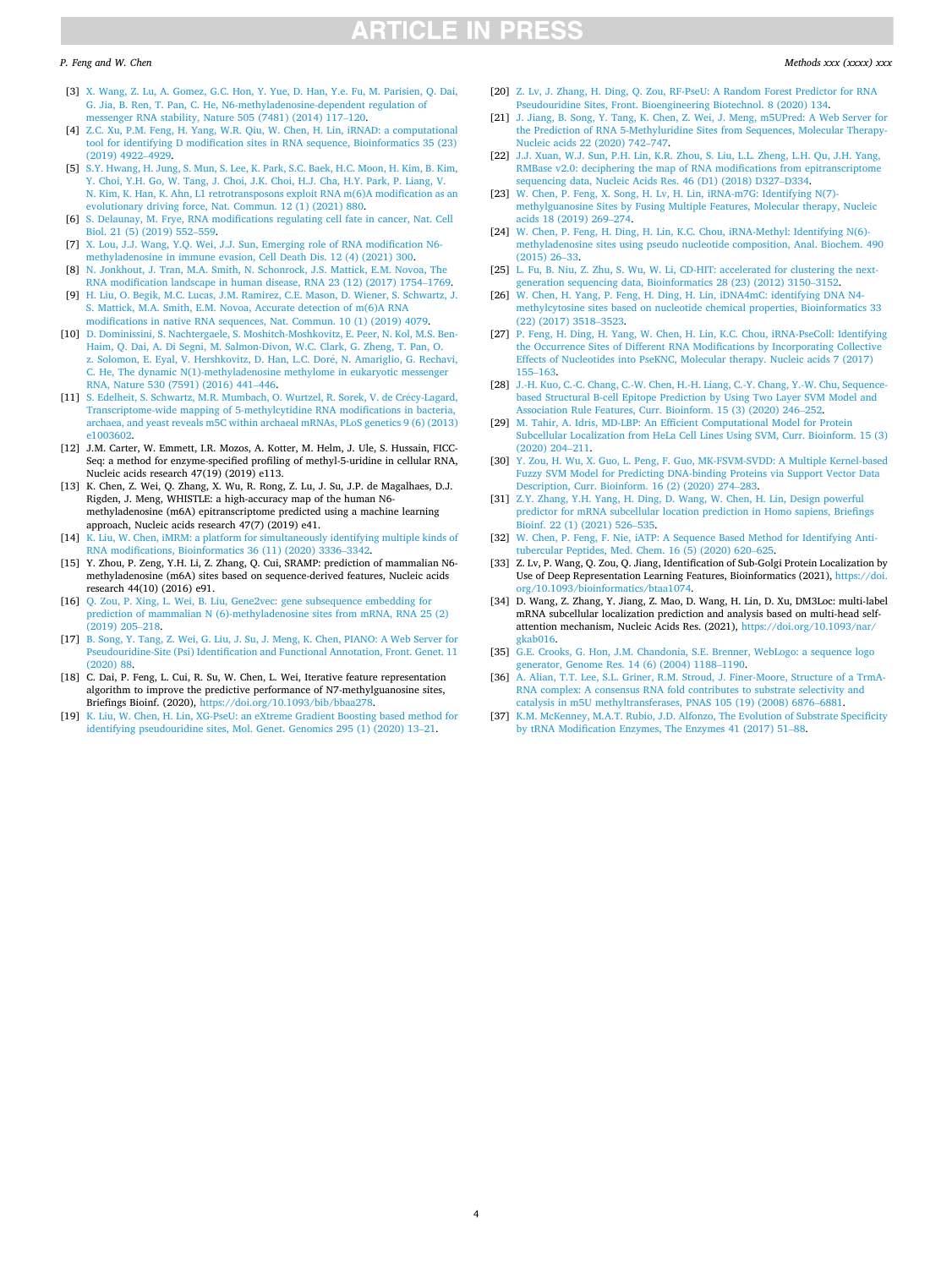[3] X. Wang, Z. Lu, A. Gomez, G.C. Hon, Y. Yue, D. Han, Y.e. Fu, M. Parisien, Q. Dai, G. Jia, B. Ren, T. Pan, C. He, N6-methyladenosine-dependent regulation of messenger RNA stability, Nature 505 (7481) (2014) 117–120.

[4] Z.C. Xu, P.M. Feng, H. Yang, W.R. Qiu, W. Chen, H. Lin, iRNAD: a computational tool for identifying D modification sites in RNA sequence, Bioinformatics 35 (23) (2019) 4922–4929.

[5] S.Y. Hwang, H. Jung, S. Mun, S. Lee, K. Park, S.C. Baek, H.C. Moon, H. Kim, B. Kim, Y. Choi, Y.H. Go, W. Tang, J. Choi, J.K. Choi, H.J. Cha, H.Y. Park, P. Liang, V. N. Kim, K. Han, K. Ahn, L1 retrotransposons exploit RNA m(6)A modification as an evolutionary driving force, Nat. Commun. 12 (1) (2021) 880.

[6] S. Delaunay, M. Frye, RNA modifications regulating cell fate in cancer, Nat. Cell Biol. 21 (5) (2019) 552–559.

[7] X. Lou, J.J. Wang, Y.Q. Wei, J.J. Sun, Emerging role of RNA modification N6-methyladenosine in immune evasion, Cell Death Dis. 12 (4) (2021) 300.

[8] N. Jonkhout, J. Tran, M.A. Smith, N. Schonrock, J.S. Mattick, E.M. Novoa, The RNA modification landscape in human disease, RNA 23 (12) (2017) 1754–1769.

[9] H. Liu, O. Begik, M.C. Lucas, J.M. Ramirez, C.E. Mason, D. Wiener, S. Schwartz, J. S. Mattick, M.A. Smith, E.M. Novoa, Accurate detection of m(6)A RNA modifications in native RNA sequences, Nat. Commun. 10 (1) (2019) 4079.

[10] D. Dominissini, S. Nachtergaele, S. Moshitch-Moshkovitz, E. Peer, N. Kol, M.S. Ben-Haim, Q. Dai, A. Di Segni, M. Salmon-Divon, W.C. Clark, G. Zheng, T. Pan, O. z. Solomon, E. Eyal, V. Hershkovitz, D. Han, L.C. Doré, N. Amariglio, G. Rechavi, C. He, The dynamic N(1)-methyladenosine methylome in eukaryotic messenger RNA, Nature 530 (7591) (2016) 441–446.

[11] S. Edelheit, S. Schwartz, M.R. Mumbach, O. Wurtzel, R. Sorek, V. de Crécy-Lagard, Transcriptome-wide mapping of 5-methylcytidine RNA modifications in bacteria, archaea, and yeast reveals m5C within archaeal mRNAs, PLoS genetics 9 (6) (2013) e1003602.

[12] J.M. Carter, W. Emmett, I.R. Mozos, A. Kotter, M. Helm, J. Ule, S. Hussain, FICC-Seq: a method for enzyme-specified profiling of methyl-5-uridine in cellular RNA, Nucleic acids research 47(19) (2019) e113.

[13] K. Chen, Z. Wei, Q. Zhang, X. Wu, R. Rong, Z. Lu, J. Su, J.P. de Magalhaes, D.J. Rigden, J. Meng, WHISTLE: a high-accuracy map of the human N6-methyladenosine (m6A) epitranscriptome predicted using a machine learning approach, Nucleic acids research 47(7) (2019) e41.

[14] K. Liu, W. Chen, iMRM: a platform for simultaneously identifying multiple kinds of RNA modifications, Bioinformatics 36 (11) (2020) 3336–3342.

[15] Y. Zhou, P. Zeng, Y.H. Li, Z. Zhang, Q. Cui, SRAMP: prediction of mammalian N6-methyladenosine (m6A) sites based on sequence-derived features, Nucleic acids research 44(10) (2016) e91.

[16] Q. Zou, P. Xing, L. Wei, B. Liu, Gene2vec: gene subsequence embedding for prediction of mammalian N (6)-methyladenosine sites from mRNA, RNA 25 (2) (2019) 205–218.

[17] B. Song, Y. Tang, Z. Wei, G. Liu, J. Su, J. Meng, K. Chen, PIANO: A Web Server for Pseudouridine-Site (Psi) Identification and Functional Annotation, Front. Genet. 11 (2020) 88.

[18] C. Dai, P. Feng, L. Cui, R. Su, W. Chen, L. Wei, Iterative feature representation algorithm to improve the predictive performance of N7-methylguanosine sites, Briefings Bioinf. (2020), https://doi.org/10.1093/bib/bbaa278.

[19] K. Liu, W. Chen, H. Lin, XG-PseU: an eXtreme Gradient Boosting based method for identifying pseudouridine sites, Mol. Genet. Genomics 295 (1) (2020) 13–21.

[20] Z. Lv, J. Zhang, H. Ding, Q. Zou, RF-PseU: A Random Forest Predictor for RNA Pseudouridine Sites, Front. Bioengineering Biotechnol. 8 (2020) 134.

[21] J. Jiang, B. Song, Y. Tang, K. Chen, Z. Wei, J. Meng, m5UPred: A Web Server for the Prediction of RNA 5-Methyluridine Sites from Sequences, Molecular Therapy-Nucleic acids 22 (2020) 742–747.

[22] J.J. Xuan, W.J. Sun, P.H. Lin, K.R. Zhou, S. Liu, L.L. Zheng, L.H. Qu, J.H. Yang, RMBase v2.0: deciphering the map of RNA modifications from epitranscriptome sequencing data, Nucleic Acids Res. 46 (D1) (2018) D327–D334.

[23] W. Chen, P. Feng, X. Song, H. Lv, H. Lin, iRNA-m7G: Identifying N(7)-methylguanosine Sites by Fusing Multiple Features, Molecular therapy, Nucleic acids 18 (2019) 269–274.

[24] W. Chen, P. Feng, H. Ding, H. Lin, K.C. Chou, iRNA-Methyl: Identifying N(6)-methyladenosine sites using pseudo nucleotide composition, Anal. Biochem. 490 (2015) 26–33.

[25] L. Fu, B. Niu, Z. Zhu, S. Wu, W. Li, CD-HIT: accelerated for clustering the next-generation sequencing data, Bioinformatics 28 (23) (2012) 3150–3152.

[26] W. Chen, H. Yang, P. Feng, H. Ding, H. Lin, iDNA4mC: identifying DNA N4-methylcytosine sites based on nucleotide chemical properties, Bioinformatics 33 (22) (2017) 3518–3523.

[27] P. Feng, H. Ding, H. Yang, W. Chen, H. Lin, K.C. Chou, iRNA-PseColl: Identifying the Occurrence Sites of Different RNA Modifications by Incorporating Collective Effects of Nucleotides into PseKNC, Molecular therapy. Nucleic acids 7 (2017) 155–163.

[28] J.-H. Kuo, C.-C. Chang, C.-W. Chen, H.-H. Liang, C.-Y. Chang, Y.-W. Chu, Sequence-based Structural B-cell Epitope Prediction by Using Two Layer SVM Model and Association Rule Features, Curr. Bioinform. 15 (3) (2020) 246–252.

[29] M. Tahir, A. Idris, MD-LBP: An Efficient Computational Model for Protein Subcellular Localization from HeLa Cell Lines Using SVM, Curr. Bioinform. 15 (3) (2020) 204–211.

[30] Y. Zou, H. Wu, X. Guo, L. Peng, F. Guo, MK-FSVM-SVDD: A Multiple Kernel-based Fuzzy SVM Model for Predicting DNA-binding Proteins via Support Vector Data Description, Curr. Bioinform. 16 (2) (2020) 274–283.

[31] Z.Y. Zhang, Y.H. Yang, H. Ding, D. Wang, W. Chen, H. Lin, Design powerful predictor for mRNA subcellular location prediction in Homo sapiens, Briefings Bioinf. 22 (1) (2021) 526–535.

[32] W. Chen, P. Feng, F. Nie, iATP: A Sequence Based Method for Identifying Anti-tubercular Peptides, Med. Chem. 16 (5) (2020) 620–625.

[33] Z. Lv, P. Wang, Q. Zou, Q. Jiang, Identification of Sub-Golgi Protein Localization by Use of Deep Representation Learning Features, Bioinformatics (2021), https://doi.org/10.1093/bioinformatics/btaa1074.

[34] D. Wang, Z. Zhang, Y. Jiang, Z. Mao, D. Wang, H. Lin, D. Xu, DM3Loc: multi-label mRNA subcellular localization prediction and analysis based on multi-head self-attention mechanism, Nucleic Acids Res. (2021), https://doi.org/10.1093/nar/gkab016.

[35] G.E. Crooks, G. Hon, J.M. Chandonia, S.E. Brenner, WebLogo: a sequence logo generator, Genome Res. 14 (6) (2004) 1188–1190.

[36] A. Alian, T.T. Lee, S.L. Griner, R.M. Stroud, J. Finer-Moore, Structure of a TrmA-RNA complex: A consensus RNA fold contributes to substrate selectivity and catalysis in m5U methyltransferases, PNAS 105 (19) (2008) 6876–6881.

[37] K.M. McKenney, M.A.T. Rubio, J.D. Alfonzo, The Evolution of Substrate Specificity by tRNA Modification Enzymes, The Enzymes 41 (2017) 51–88.